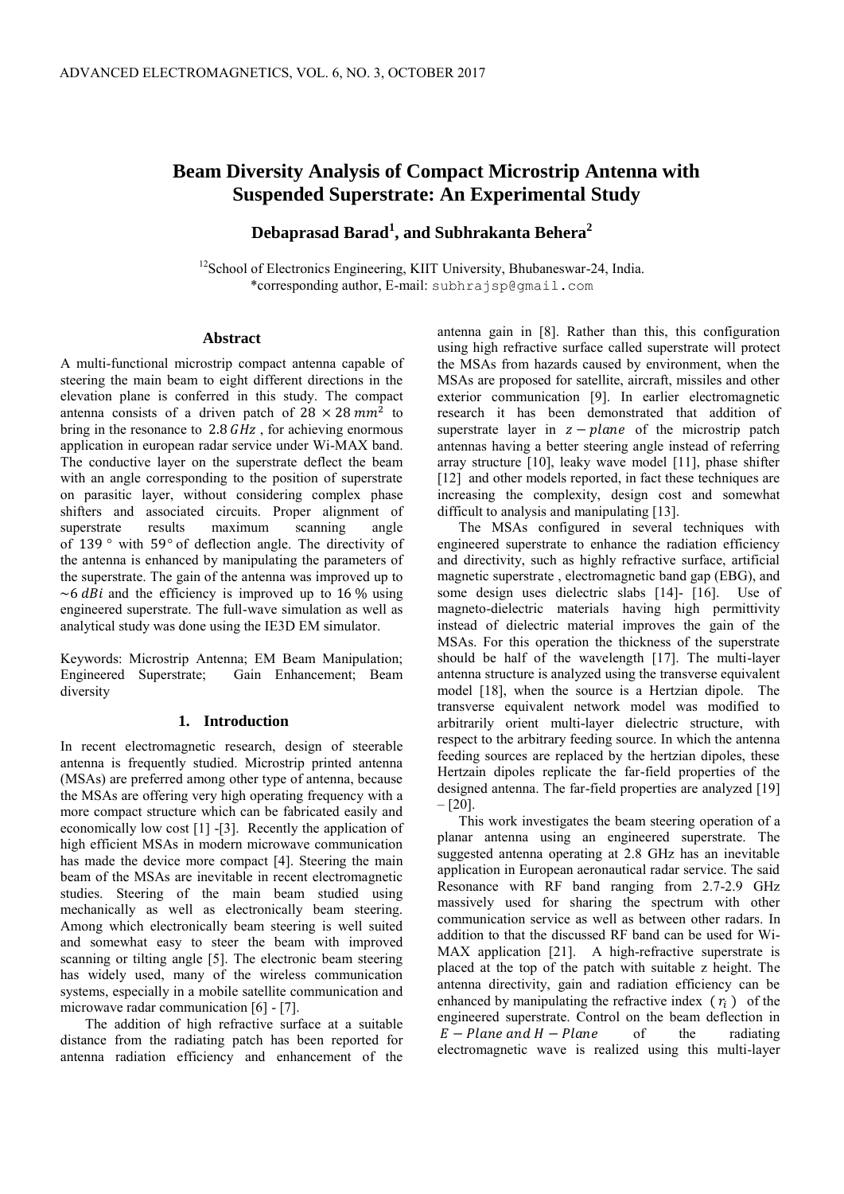# Beam Diversity Analysis of Compact Microstrip Antenna with Suspended Superstrate: An Experimental Study

**Debaprasad Barad[1], and Subhrakanta Behera[2]**

[12]School of Electronics Engineering, KIIT University, Bhubaneswar-24, India.
*corresponding author, E-mail: subhrajsp@gmail.com

## Abstract

A multi-functional microstrip compact antenna capable of steering the main beam to eight different directions in the elevation plane is conferred in this study. The compact antenna consists of a driven patch of $28 \times 28\, mm^2$ to bring in the resonance to $2.8\, GHz$ , for achieving enormous application in european radar service under Wi-MAX band. The conductive layer on the superstrate deflect the beam with an angle corresponding to the position of superstrate on parasitic layer, without considering complex phase shifters and associated circuits. Proper alignment of superstrate results maximum scanning angle of $139°$ with $59°$ of deflection angle. The directivity of the antenna is enhanced by manipulating the parameters of the superstrate. The gain of the antenna was improved up to $\sim 6\, dBi$ and the efficiency is improved up to $16\,\%$ using engineered superstrate. The full-wave simulation as well as analytical study was done using the IE3D EM simulator.

Keywords: Microstrip Antenna; EM Beam Manipulation; Engineered Superstrate; Gain Enhancement; Beam diversity

## 1. Introduction

In recent electromagnetic research, design of steerable antenna is frequently studied. Microstrip printed antenna (MSAs) are preferred among other type of antenna, because the MSAs are offering very high operating frequency with a more compact structure which can be fabricated easily and economically low cost [1] -[3]. Recently the application of high efficient MSAs in modern microwave communication has made the device more compact [4]. Steering the main beam of the MSAs are inevitable in recent electromagnetic studies. Steering of the main beam studied using mechanically as well as electronically beam steering. Among which electronically beam steering is well suited and somewhat easy to steer the beam with improved scanning or tilting angle [5]. The electronic beam steering has widely used, many of the wireless communication systems, especially in a mobile satellite communication and microwave radar communication [6] - [7].

The addition of high refractive surface at a suitable distance from the radiating patch has been reported for antenna radiation efficiency and enhancement of the antenna gain in [8]. Rather than this, this configuration using high refractive surface called superstrate will protect the MSAs from hazards caused by environment, when the MSAs are proposed for satellite, aircraft, missiles and other exterior communication [9]. In earlier electromagnetic research it has been demonstrated that addition of superstrate layer in $z-plane$ of the microstrip patch antennas having a better steering angle instead of referring array structure [10], leaky wave model [11], phase shifter [12] and other models reported, in fact these techniques are increasing the complexity, design cost and somewhat difficult to analysis and manipulating [13].

The MSAs configured in several techniques with engineered superstrate to enhance the radiation efficiency and directivity, such as highly refractive surface, artificial magnetic superstrate , electromagnetic band gap (EBG), and some design uses dielectric slabs [14]- [16]. Use of magneto-dielectric materials having high permittivity instead of dielectric material improves the gain of the MSAs. For this operation the thickness of the superstrate should be half of the wavelength [17]. The multi-layer antenna structure is analyzed using the transverse equivalent model [18], when the source is a Hertzian dipole. The transverse equivalent network model was modified to arbitrarily orient multi-layer dielectric structure, with respect to the arbitrary feeding source. In which the antenna feeding sources are replaced by the hertzian dipoles, these Hertzain dipoles replicate the far-field properties of the designed antenna. The far-field properties are analyzed [19] – [20].

This work investigates the beam steering operation of a planar antenna using an engineered superstrate. The suggested antenna operating at 2.8 GHz has an inevitable application in European aeronautical radar service. The said Resonance with RF band ranging from 2.7-2.9 GHz massively used for sharing the spectrum with other communication service as well as between other radars. In addition to that the discussed RF band can be used for Wi-MAX application [21]. A high-refractive superstrate is placed at the top of the patch with suitable z height. The antenna directivity, gain and radiation efficiency can be enhanced by manipulating the refractive index $(r_i)$ of the engineered superstrate. Control on the beam deflection in $E-Plane\ and\ H-Plane$ of the radiating electromagnetic wave is realized using this multi-layer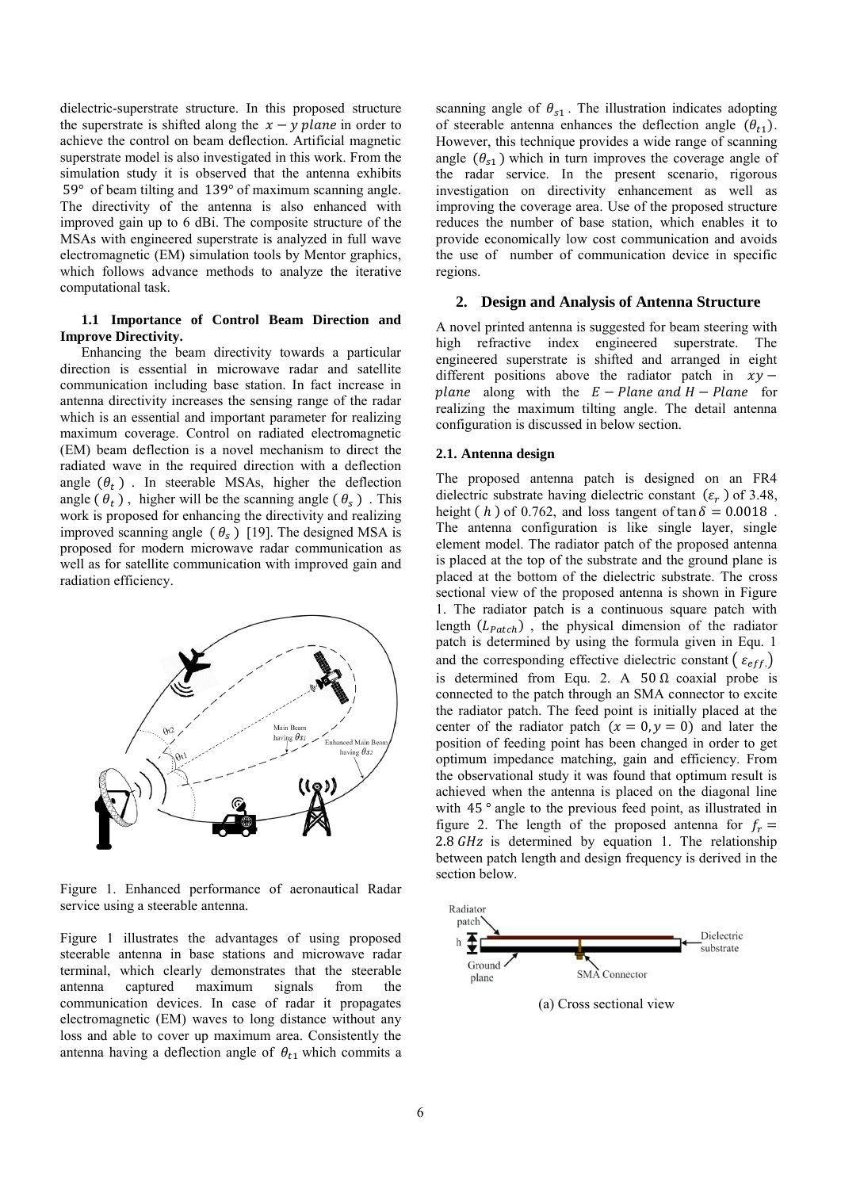dielectric-superstrate structure. In this proposed structure the superstrate is shifted along the $x - y\ plane$ in order to achieve the control on beam deflection. Artificial magnetic superstrate model is also investigated in this work. From the simulation study it is observed that the antenna exhibits $59°$ of beam tilting and $139°$ of maximum scanning angle. The directivity of the antenna is also enhanced with improved gain up to 6 dBi. The composite structure of the MSAs with engineered superstrate is analyzed in full wave electromagnetic (EM) simulation tools by Mentor graphics, which follows advance methods to analyze the iterative computational task.

### 1.1 Importance of Control Beam Direction and Improve Directivity.

Enhancing the beam directivity towards a particular direction is essential in microwave radar and satellite communication including base station. In fact increase in antenna directivity increases the sensing range of the radar which is an essential and important parameter for realizing maximum coverage. Control on radiated electromagnetic (EM) beam deflection is a novel mechanism to direct the radiated wave in the required direction with a deflection angle $(\theta_t)$. In steerable MSAs, higher the deflection angle $(\theta_t)$, higher will be the scanning angle $(\theta_s)$. This work is proposed for enhancing the directivity and realizing improved scanning angle $(\theta_s)$ [19]. The designed MSA is proposed for modern microwave radar communication as well as for satellite communication with improved gain and radiation efficiency.

Figure 1. Enhanced performance of aeronautical Radar service using a steerable antenna.

Figure 1 illustrates the advantages of using proposed steerable antenna in base stations and microwave radar terminal, which clearly demonstrates that the steerable antenna captured maximum signals from the communication devices. In case of radar it propagates electromagnetic (EM) waves to long distance without any loss and able to cover up maximum area. Consistently the antenna having a deflection angle of $\theta_{t1}$ which commits a scanning angle of $\theta_{s1}$. The illustration indicates adopting of steerable antenna enhances the deflection angle $(\theta_{t1})$. However, this technique provides a wide range of scanning angle $(\theta_{s1})$ which in turn improves the coverage angle of the radar service. In the present scenario, rigorous investigation on directivity enhancement as well as improving the coverage area. Use of the proposed structure reduces the number of base station, which enables it to provide economically low cost communication and avoids the use of number of communication device in specific regions.

## 2. Design and Analysis of Antenna Structure

A novel printed antenna is suggested for beam steering with high refractive index engineered superstrate. The engineered superstrate is shifted and arranged in eight different positions above the radiator patch in $xy - plane$ along with the $E - Plane\ and\ H - Plane$ for realizing the maximum tilting angle. The detail antenna configuration is discussed in below section.

### 2.1. Antenna design

The proposed antenna patch is designed on an FR4 dielectric substrate having dielectric constant $(\varepsilon_r)$ of 3.48, height $(h)$ of 0.762, and loss tangent of $\tan\delta = 0.0018$. The antenna configuration is like single layer, single element model. The radiator patch of the proposed antenna is placed at the top of the substrate and the ground plane is placed at the bottom of the dielectric substrate. The cross sectional view of the proposed antenna is shown in Figure 1. The radiator patch is a continuous square patch with length $(L_{Patch})$, the physical dimension of the radiator patch is determined by using the formula given in Equ. 1 and the corresponding effective dielectric constant $(\varepsilon_{eff.})$ is determined from Equ. 2. A $50\,\Omega$ coaxial probe is connected to the patch through an SMA connector to excite the radiator patch. The feed point is initially placed at the center of the radiator patch $(x = 0, y = 0)$ and later the position of feeding point has been changed in order to get optimum impedance matching, gain and efficiency. From the observational study it was found that optimum result is achieved when the antenna is placed on the diagonal line with $45°$ angle to the previous feed point, as illustrated in figure 2. The length of the proposed antenna for $f_r = 2.8\,GHz$ is determined by equation 1. The relationship between patch length and design frequency is derived in the section below.

(a) Cross sectional view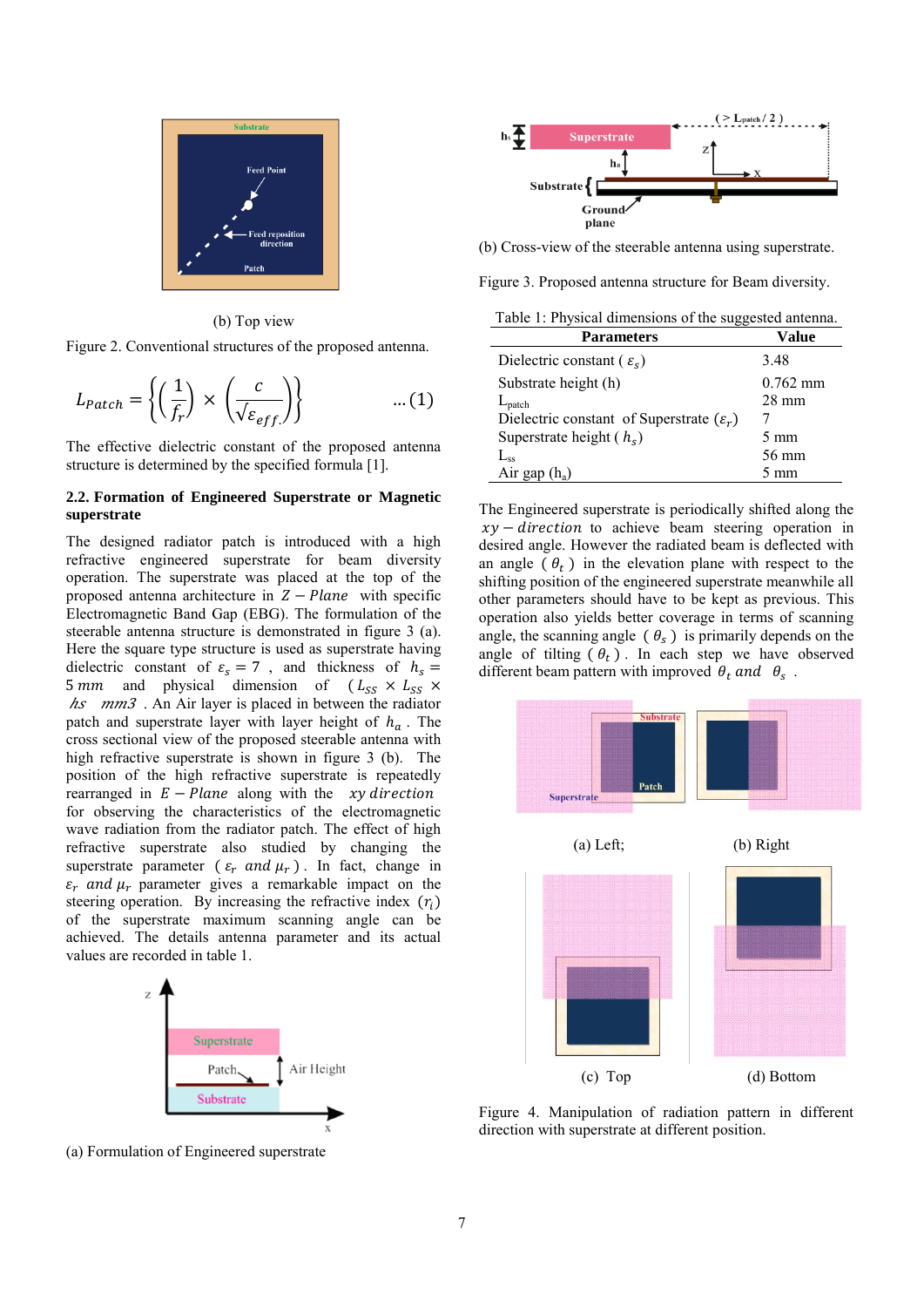(b) Top view

Figure 2. Conventional structures of the proposed antenna.

$$L_{Patch} = \left\{ \left( \frac{1}{f_r} \right) \times \left( \frac{c}{\sqrt{\varepsilon_{eff.}}} \right) \right\} \quad ...(1)$$

The effective dielectric constant of the proposed antenna structure is determined by the specified formula [1].

### 2.2. Formation of Engineered Superstrate or Magnetic superstrate

The designed radiator patch is introduced with a high refractive engineered superstrate for beam diversity operation. The superstrate was placed at the top of the proposed antenna architecture in $Z - Plane$ with specific Electromagnetic Band Gap (EBG). The formulation of the steerable antenna structure is demonstrated in figure 3 (a). Here the square type structure is used as superstrate having dielectric constant of $\varepsilon_s = 7$, and thickness of $h_s = 5\,mm$ and physical dimension of $(L_{SS} \times L_{SS} \times hs \quad mm3$ . An Air layer is placed in between the radiator patch and superstrate layer with layer height of $h_a$ . The cross sectional view of the proposed steerable antenna with high refractive superstrate is shown in figure 3 (b). The position of the high refractive superstrate is repeatedly rearranged in $E - Plane$ along with the $xy\,direction$ for observing the characteristics of the electromagnetic wave radiation from the radiator patch. The effect of high refractive superstrate also studied by changing the superstrate parameter ( $\varepsilon_r$ and $\mu_r$ ). In fact, change in $\varepsilon_r$ and $\mu_r$ parameter gives a remarkable impact on the steering operation. By increasing the refractive index $(r_i)$ of the superstrate maximum scanning angle can be achieved. The details antenna parameter and its actual values are recorded in table 1.

(a) Formulation of Engineered superstrate

(b) Cross-view of the steerable antenna using superstrate.

Figure 3. Proposed antenna structure for Beam diversity.

Table 1: Physical dimensions of the suggested antenna.

| Parameters | Value |
|---|---|
| Dielectric constant ( $\varepsilon_s$) | 3.48 |
| Substrate height (h) | 0.762 mm |
| $L_{patch}$ | 28 mm |
| Dielectric constant of Superstrate ($\varepsilon_r$) | 7 |
| Superstrate height ( $h_s$) | 5 mm |
| $L_{ss}$ | 56 mm |
| Air gap ($h_a$) | 5 mm |

The Engineered superstrate is periodically shifted along the $xy - direction$ to achieve beam steering operation in desired angle. However the radiated beam is deflected with an angle ( $\theta_t$ ) in the elevation plane with respect to the shifting position of the engineered superstrate meanwhile all other parameters should have to be kept as previous. This operation also yields better coverage in terms of scanning angle, the scanning angle ( $\theta_s$ ) is primarily depends on the angle of tilting ( $\theta_t$ ). In each step we have observed different beam pattern with improved $\theta_t$ and $\theta_s$ .

(a) Left; (b) Right

(c) Top (d) Bottom

Figure 4. Manipulation of radiation pattern in different direction with superstrate at different position.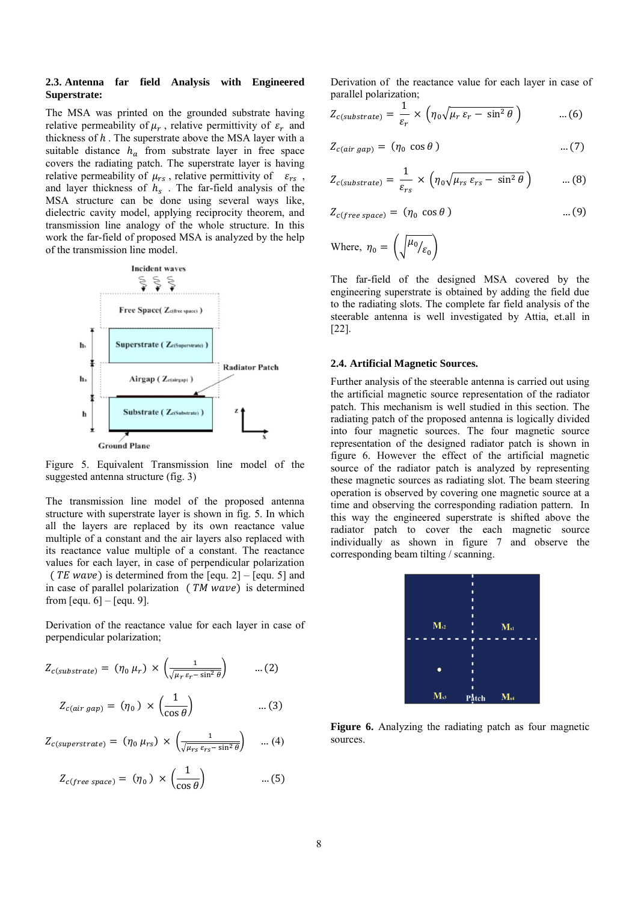### 2.3. Antenna far field Analysis with Engineered Superstrate:

The MSA was printed on the grounded substrate having relative permeability of $\mu_r$ , relative permittivity of $\varepsilon_r$ and thickness of $h$ . The superstrate above the MSA layer with a suitable distance $h_a$ from substrate layer in free space covers the radiating patch. The superstrate layer is having relative permeability of $\mu_{rs}$ , relative permittivity of $\varepsilon_{rs}$ , and layer thickness of $h_s$ . The far-field analysis of the MSA structure can be done using several ways like, dielectric cavity model, applying reciprocity theorem, and transmission line analogy of the whole structure. In this work the far-field of proposed MSA is analyzed by the help of the transmission line model.

Figure 5. Equivalent Transmission line model of the suggested antenna structure (fig. 3)

The transmission line model of the proposed antenna structure with superstrate layer is shown in fig. 5. In which all the layers are replaced by its own reactance value multiple of a constant and the air layers also replaced with its reactance value multiple of a constant. The reactance values for each layer, in case of perpendicular polarization ( $TE$ $wave$) is determined from the [equ. 2] – [equ. 5] and in case of parallel polarization ( $TM$ $wave$) is determined from [equ. 6] – [equ. 9].

Derivation of the reactance value for each layer in case of perpendicular polarization;

$$Z_{c(substrate)} = (\eta_0\, \mu_r) \times \left(\frac{1}{\sqrt{\mu_r\, \varepsilon_r - \sin^2\theta}}\right) \qquad ...(2)$$

$$Z_{c(air\ gap)} = (\eta_0) \times \left(\frac{1}{\cos\theta}\right) \qquad ...(3)$$

$$Z_{c(superstrate)} = (\eta_0\, \mu_{rs}) \times \left(\frac{1}{\sqrt{\mu_{rs}\, \varepsilon_{rs} - \sin^2\theta}}\right) \qquad ...(4)$$

$$Z_{c(free\ space)} = (\eta_0) \times \left(\frac{1}{\cos\theta}\right) \qquad ...(5)$$

Derivation of the reactance value for each layer in case of parallel polarization;

$$Z_{c(substrate)} = \frac{1}{\varepsilon_r} \times \left(\eta_0\sqrt{\mu_r\, \varepsilon_r - \sin^2\theta}\right) \qquad ...(6)$$

$$Z_{c(air\ gap)} = (\eta_0\, \cos\theta) \qquad ...(7)$$

$$Z_{c(substrate)} = \frac{1}{\varepsilon_{rs}} \times \left(\eta_0\sqrt{\mu_{rs}\, \varepsilon_{rs} - \sin^2\theta}\right) \qquad ...(8)$$

$$Z_{c(free\ space)} = (\eta_0\, \cos\theta) \qquad ...(9)$$

$$\text{Where, } \eta_0 = \left(\sqrt{\mu_0/\varepsilon_0}\right)$$

The far-field of the designed MSA covered by the engineering superstrate is obtained by adding the field due to the radiating slots. The complete far field analysis of the steerable antenna is well investigated by Attia, et.all in [22].

### 2.4. Artificial Magnetic Sources.

Further analysis of the steerable antenna is carried out using the artificial magnetic source representation of the radiator patch. This mechanism is well studied in this section. The radiating patch of the proposed antenna is logically divided into four magnetic sources. The four magnetic source representation of the designed radiator patch is shown in figure 6. However the effect of the artificial magnetic source of the radiator patch is analyzed by representing these magnetic sources as radiating slot. The beam steering operation is observed by covering one magnetic source at a time and observing the corresponding radiation pattern. In this way the engineered superstrate is shifted above the radiator patch to cover the each magnetic source individually as shown in figure 7 and observe the corresponding beam tilting / scanning.

**Figure 6.** Analyzing the radiating patch as four magnetic sources.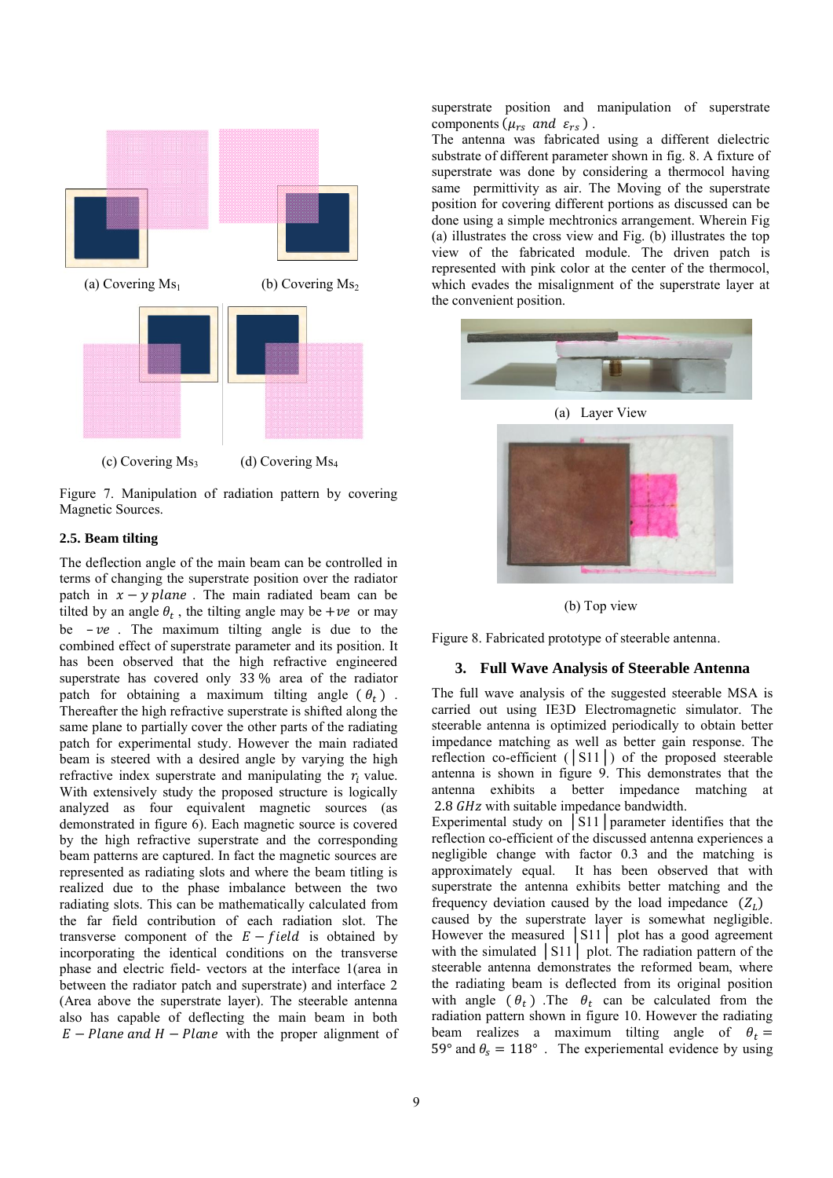(a) Covering $Ms_1$ (b) Covering $Ms_2$

(c) Covering $Ms_3$ (d) Covering $Ms_4$

Figure 7. Manipulation of radiation pattern by covering Magnetic Sources.

### 2.5. Beam tilting

The deflection angle of the main beam can be controlled in terms of changing the superstrate position over the radiator patch in $x - y\ plane$ . The main radiated beam can be tilted by an angle $\theta_t$ , the tilting angle may be $+ve$ or may be $-ve$ . The maximum tilting angle is due to the combined effect of superstrate parameter and its position. It has been observed that the high refractive engineered superstrate has covered only 33 % area of the radiator patch for obtaining a maximum tilting angle ( $\theta_t$ ) . Thereafter the high refractive superstrate is shifted along the same plane to partially cover the other parts of the radiating patch for experimental study. However the main radiated beam is steered with a desired angle by varying the high refractive index superstrate and manipulating the $r_i$ value. With extensively study the proposed structure is logically analyzed as four equivalent magnetic sources (as demonstrated in figure 6). Each magnetic source is covered by the high refractive superstrate and the corresponding beam patterns are captured. In fact the magnetic sources are represented as radiating slots and where the beam titling is realized due to the phase imbalance between the two radiating slots. This can be mathematically calculated from the far field contribution of each radiation slot. The transverse component of the $E - field$ is obtained by incorporating the identical conditions on the transverse phase and electric field- vectors at the interface 1(area in between the radiator patch and superstrate) and interface 2 (Area above the superstrate layer). The steerable antenna also has capable of deflecting the main beam in both $E - Plane\ and\ H - Plane$ with the proper alignment of superstrate position and manipulation of superstrate components ($\mu_{rs}\ and\ \varepsilon_{rs}$) .

The antenna was fabricated using a different dielectric substrate of different parameter shown in fig. 8. A fixture of superstrate was done by considering a thermocol having same permittivity as air. The Moving of the superstrate position for covering different portions as discussed can be done using a simple mechtronics arrangement. Wherein Fig (a) illustrates the cross view and Fig. (b) illustrates the top view of the fabricated module. The driven patch is represented with pink color at the center of the thermocol, which evades the misalignment of the superstrate layer at the convenient position.

(a) Layer View

(b) Top view

Figure 8. Fabricated prototype of steerable antenna.

## 3. Full Wave Analysis of Steerable Antenna

The full wave analysis of the suggested steerable MSA is carried out using IE3D Electromagnetic simulator. The steerable antenna is optimized periodically to obtain better impedance matching as well as better gain response. The reflection co-efficient (│S11│) of the proposed steerable antenna is shown in figure 9. This demonstrates that the antenna exhibits a better impedance matching at 2.8 $GHz$ with suitable impedance bandwidth.

Experimental study on │S11│parameter identifies that the reflection co-efficient of the discussed antenna experiences a negligible change with factor 0.3 and the matching is approximately equal. It has been observed that with superstrate the antenna exhibits better matching and the frequency deviation caused by the load impedance ($Z_L$) caused by the superstrate layer is somewhat negligible. However the measured │S11│ plot has a good agreement with the simulated │S11│ plot. The radiation pattern of the steerable antenna demonstrates the reformed beam, where the radiating beam is deflected from its original position with angle ($\theta_t$) .The $\theta_t$ can be calculated from the radiation pattern shown in figure 10. However the radiating beam realizes a maximum tilting angle of $\theta_t = 59°$ and $\theta_s = 118°$ . The experiemental evidence by using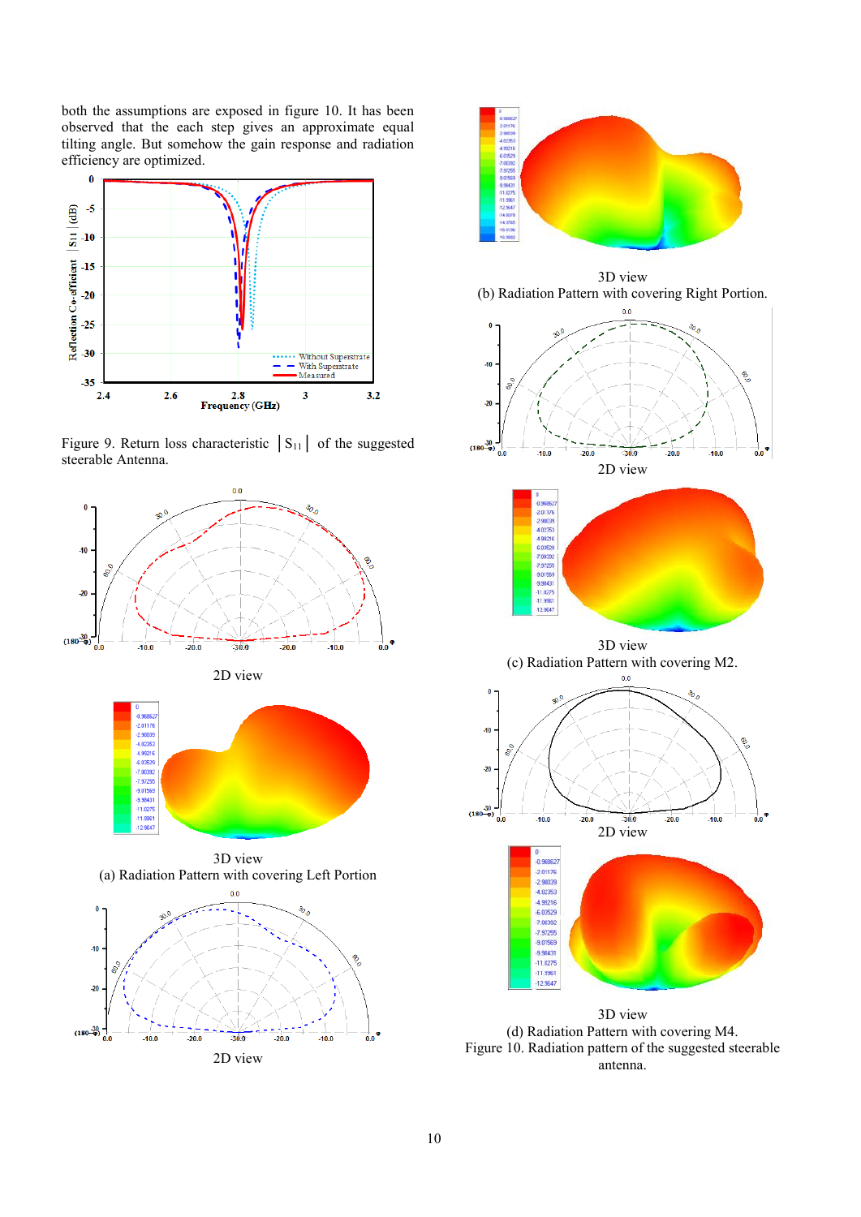both the assumptions are exposed in figure 10. It has been observed that the each step gives an approximate equal tilting angle. But somehow the gain response and radiation efficiency are optimized.

Figure 9. Return loss characteristic $|S_{11}|$ of the suggested steerable Antenna.

2D view

3D view

(a) Radiation Pattern with covering Left Portion

2D view

3D view

(b) Radiation Pattern with covering Right Portion.

2D view

3D view

(c) Radiation Pattern with covering M2.

2D view

3D view

(d) Radiation Pattern with covering M4.

Figure 10. Radiation pattern of the suggested steerable antenna.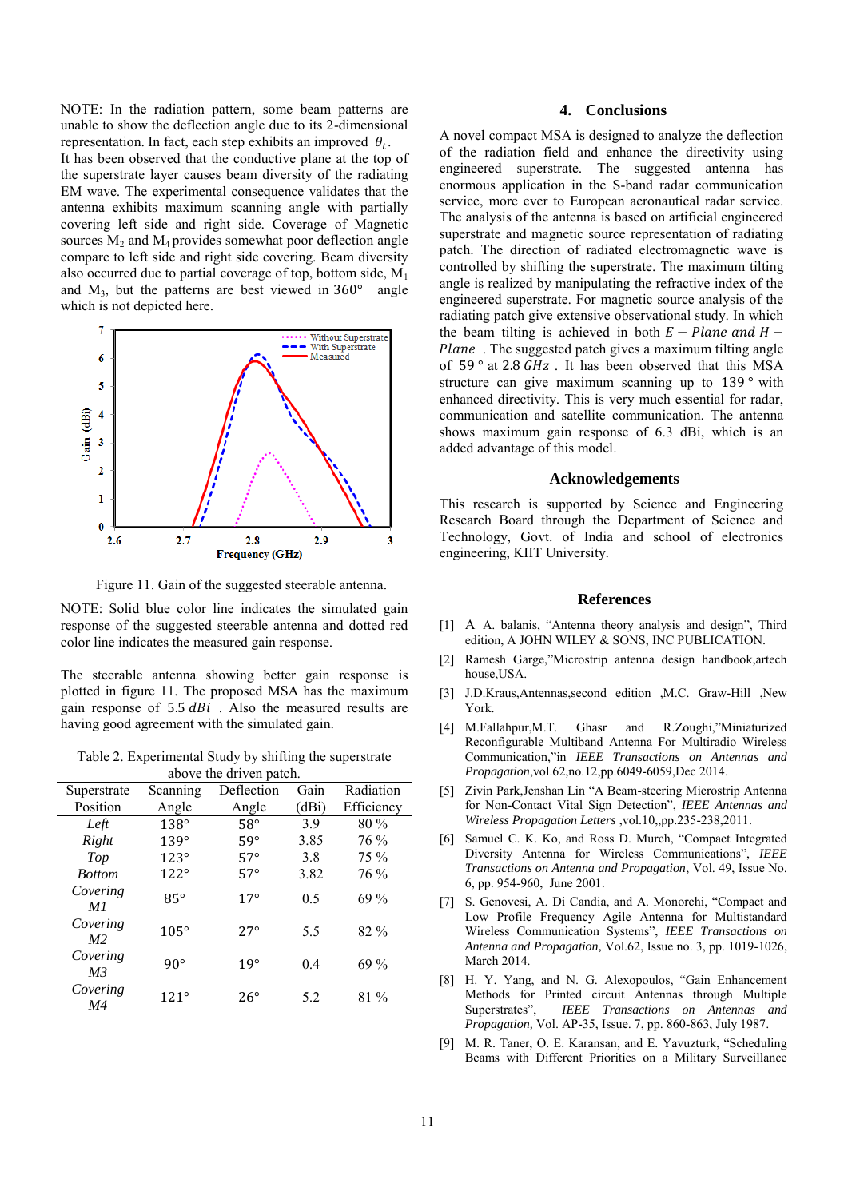NOTE: In the radiation pattern, some beam patterns are unable to show the deflection angle due to its 2-dimensional representation. In fact, each step exhibits an improved $\theta_t$.

It has been observed that the conductive plane at the top of the superstrate layer causes beam diversity of the radiating EM wave. The experimental consequence validates that the antenna exhibits maximum scanning angle with partially covering left side and right side. Coverage of Magnetic sources $M_2$ and $M_4$ provides somewhat poor deflection angle compare to left side and right side covering. Beam diversity also occurred due to partial coverage of top, bottom side, $M_1$ and $M_3$, but the patterns are best viewed in 360° angle which is not depicted here.

Figure 11. Gain of the suggested steerable antenna.

NOTE: Solid blue color line indicates the simulated gain response of the suggested steerable antenna and dotted red color line indicates the measured gain response.

The steerable antenna showing better gain response is plotted in figure 11. The proposed MSA has the maximum gain response of 5.5 $dBi$. Also the measured results are having good agreement with the simulated gain.

Table 2. Experimental Study by shifting the superstrate above the driven patch.

| Superstrate Position | Scanning Angle | Deflection Angle | Gain (dBi) | Radiation Efficiency |
|---|---|---|---|---|
| *Left* | 138° | 58° | 3.9 | 80 % |
| *Right* | 139° | 59° | 3.85 | 76 % |
| *Top* | 123° | 57° | 3.8 | 75 % |
| *Bottom* | 122° | 57° | 3.82 | 76 % |
| *Covering M1* | 85° | 17° | 0.5 | 69 % |
| *Covering M2* | 105° | 27° | 5.5 | 82 % |
| *Covering M3* | 90° | 19° | 0.4 | 69 % |
| *Covering M4* | 121° | 26° | 5.2 | 81 % |

## 4. Conclusions

A novel compact MSA is designed to analyze the deflection of the radiation field and enhance the directivity using engineered superstrate. The suggested antenna has enormous application in the S-band radar communication service, more ever to European aeronautical radar service. The analysis of the antenna is based on artificial engineered superstrate and magnetic source representation of radiating patch. The direction of radiated electromagnetic wave is controlled by shifting the superstrate. The maximum tilting angle is realized by manipulating the refractive index of the engineered superstrate. For magnetic source analysis of the radiating patch give extensive observational study. In which the beam tilting is achieved in both $E - Plane$ and $H - Plane$. The suggested patch gives a maximum tilting angle of 59° at 2.8 $GHz$. It has been observed that this MSA structure can give maximum scanning up to 139° with enhanced directivity. This is very much essential for radar, communication and satellite communication. The antenna shows maximum gain response of 6.3 dBi, which is an added advantage of this model.

## Acknowledgements

This research is supported by Science and Engineering Research Board through the Department of Science and Technology, Govt. of India and school of electronics engineering, KIIT University.

## References

[1] A A. balanis, "Antenna theory analysis and design", Third edition, A JOHN WILEY & SONS, INC PUBLICATION.

[2] Ramesh Garge,"Microstrip antenna design handbook,artech house,USA.

[3] J.D.Kraus,Antennas,second edition ,M.C. Graw-Hill ,New York.

[4] M.Fallahpur,M.T. Ghasr and R.Zoughi,"Miniaturized Reconfigurable Multiband Antenna For Multiradio Wireless Communication,"in *IEEE Transactions on Antennas and Propagation*,vol.62,no.12,pp.6049-6059,Dec 2014.

[5] Zivin Park,Jenshan Lin "A Beam-steering Microstrip Antenna for Non-Contact Vital Sign Detection", *IEEE Antennas and Wireless Propagation Letters* ,vol.10,,pp.235-238,2011.

[6] Samuel C. K. Ko, and Ross D. Murch, "Compact Integrated Diversity Antenna for Wireless Communications", *IEEE Transactions on Antenna and Propagation*, Vol. 49, Issue No. 6, pp. 954-960, June 2001.

[7] S. Genovesi, A. Di Candia, and A. Monorchi, "Compact and Low Profile Frequency Agile Antenna for Multistandard Wireless Communication Systems", *IEEE Transactions on Antenna and Propagation*, Vol.62, Issue no. 3, pp. 1019-1026, March 2014.

[8] H. Y. Yang, and N. G. Alexopoulos, "Gain Enhancement Methods for Printed circuit Antennas through Multiple Superstrates", *IEEE Transactions on Antennas and Propagation*, Vol. AP-35, Issue. 7, pp. 860-863, July 1987.

[9] M. R. Taner, O. E. Karansan, and E. Yavuzturk, "Scheduling Beams with Different Priorities on a Military Surveillance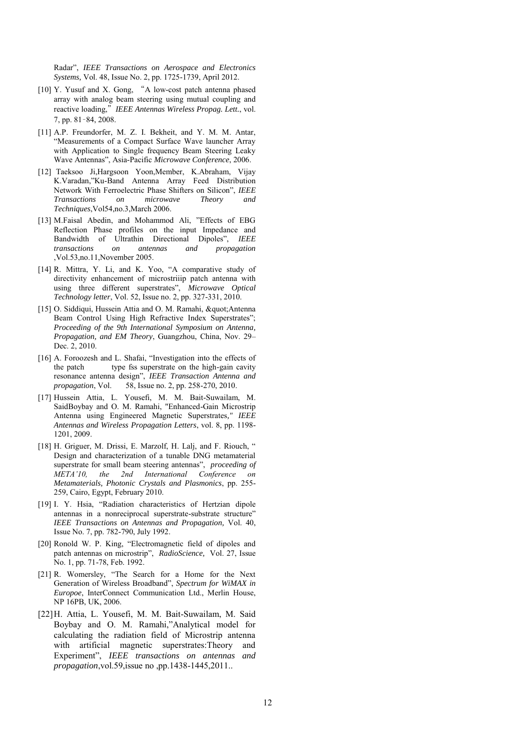Radar", *IEEE Transactions on Aerospace and Electronics Systems,* Vol. 48, Issue No. 2, pp. 1725-1739, April 2012.

[10] Y. Yusuf and X. Gong, "A low-cost patch antenna phased array with analog beam steering using mutual coupling and reactive loading," *IEEE Antennas Wireless Propag. Lett.*, vol. 7, pp. 81–84, 2008.

[11] A.P. Freundorfer, M. Z. I. Bekheit, and Y. M. M. Antar, "Measurements of a Compact Surface Wave launcher Array with Application to Single frequency Beam Steering Leaky Wave Antennas", Asia-Pacific *Microwave Conference*, 2006.

[12] Taeksoo Ji,Hargsoon Yoon,Member, K.Abraham, Vijay K.Varadan,"Ku-Band Antenna Array Feed Distribution Network With Ferroelectric Phase Shifters on Silicon", *IEEE Transactions on microwave Theory and Techniques*,Vol54,no.3,March 2006.

[13] M.Faisal Abedin, and Mohammod Ali, "Effects of EBG Reflection Phase profiles on the input Impedance and Bandwidth of Ultrathin Directional Dipoles", *IEEE transactions on antennas and propagation* ,Vol.53,no.11,November 2005.

[14] R. Mittra, Y. Li, and K. Yoo, "A comparative study of directivity enhancement of microstriiip patch antenna with using three different superstrates", *Microwave Optical Technology letter*, Vol. 52, Issue no. 2, pp. 327-331, 2010.

[15] O. Siddiqui, Hussein Attia and O. M. Ramahi, &quot;Antenna Beam Control Using High Refractive Index Superstrates"; *Proceeding of the 9th International Symposium on Antenna, Propagation, and EM Theory*, Guangzhou, China, Nov. 29– Dec. 2, 2010.

[16] A. Foroozesh and L. Shafai, "Investigation into the effects of the patch type fss superstrate on the high-gain cavity resonance antenna design", *IEEE Transaction Antenna and propagation*, Vol. 58, Issue no. 2, pp. 258-270, 2010.

[17] Hussein Attia, L. Yousefi, M. M. Bait-Suwailam, M. SaidBoybay and O. M. Ramahi, "Enhanced-Gain Microstrip Antenna using Engineered Magnetic Superstrates," *IEEE Antennas and Wireless Propagation Letters*, vol. 8, pp. 1198-1201, 2009.

[18] H. Griguer, M. Drissi, E. Marzolf, H. Lalj, and F. Riouch, " Design and characterization of a tunable DNG metamaterial superstrate for small beam steering antennas", *proceeding of META'10, the 2nd International Conference on Metamaterials, Photonic Crystals and Plasmonics*, pp. 255-259, Cairo, Egypt, February 2010.

[19] I. Y. Hsia, "Radiation characteristics of Hertzian dipole antennas in a nonreciprocal superstrate-substrate structure" *IEEE Transactions on Antennas and Propagation,* Vol. 40, Issue No. 7, pp. 782-790, July 1992.

[20] Ronold W. P. King, "Electromagnetic field of dipoles and patch antennas on microstrip", *RadioScience,* Vol. 27, Issue No. 1, pp. 71-78, Feb. 1992.

[21] R. Womersley, "The Search for a Home for the Next Generation of Wireless Broadband", *Spectrum for WiMAX in Europoe*, InterConnect Communication Ltd., Merlin House, NP 16PB, UK, 2006.

[22] H. Attia, L. Yousefi, M. M. Bait-Suwailam, M. Said Boybay and O. M. Ramahi,"Analytical model for calculating the radiation field of Microstrip antenna with artificial magnetic superstrates:Theory and Experiment", *IEEE transactions on antennas and propagation*,vol.59,issue no ,pp.1438-1445,2011..